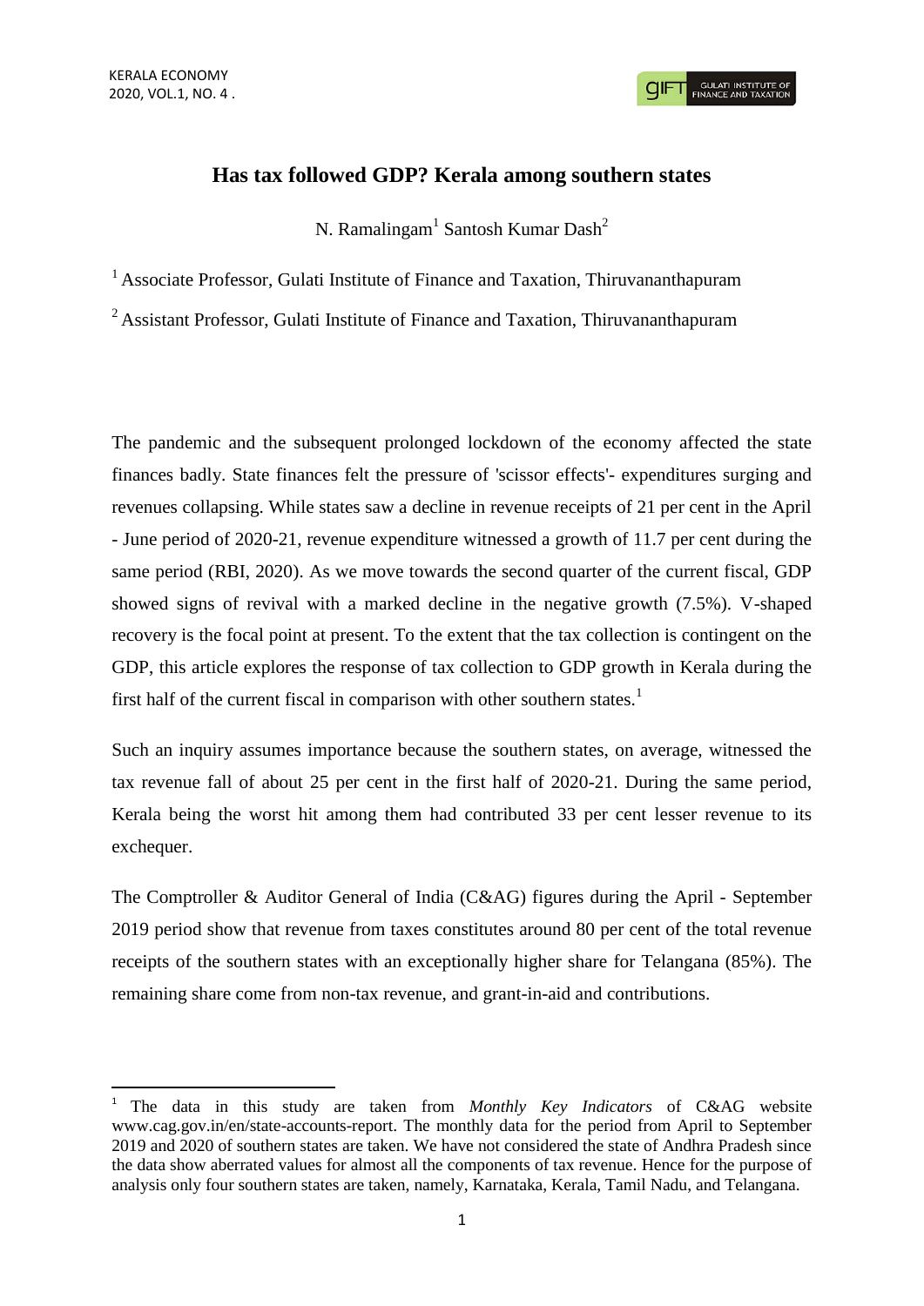# Has tax followed GDP? Kerala among southern states

N. Ramalingam[1] Santosh Kumar Dash[2]

[1] Associate Professor, Gulati Institute of Finance and Taxation, Thiruvananthapuram

[2] Assistant Professor, Gulati Institute of Finance and Taxation, Thiruvananthapuram

The pandemic and the subsequent prolonged lockdown of the economy affected the state finances badly. State finances felt the pressure of 'scissor effects'- expenditures surging and revenues collapsing. While states saw a decline in revenue receipts of 21 per cent in the April - June period of 2020-21, revenue expenditure witnessed a growth of 11.7 per cent during the same period (RBI, 2020). As we move towards the second quarter of the current fiscal, GDP showed signs of revival with a marked decline in the negative growth (7.5%). V-shaped recovery is the focal point at present. To the extent that the tax collection is contingent on the GDP, this article explores the response of tax collection to GDP growth in Kerala during the first half of the current fiscal in comparison with other southern states.[1]

Such an inquiry assumes importance because the southern states, on average, witnessed the tax revenue fall of about 25 per cent in the first half of 2020-21. During the same period, Kerala being the worst hit among them had contributed 33 per cent lesser revenue to its exchequer.

The Comptroller & Auditor General of India (C&AG) figures during the April - September 2019 period show that revenue from taxes constitutes around 80 per cent of the total revenue receipts of the southern states with an exceptionally higher share for Telangana (85%). The remaining share come from non-tax revenue, and grant-in-aid and contributions.

[1] The data in this study are taken from *Monthly Key Indicators* of C&AG website www.cag.gov.in/en/state-accounts-report. The monthly data for the period from April to September 2019 and 2020 of southern states are taken. We have not considered the state of Andhra Pradesh since the data show aberrated values for almost all the components of tax revenue. Hence for the purpose of analysis only four southern states are taken, namely, Karnataka, Kerala, Tamil Nadu, and Telangana.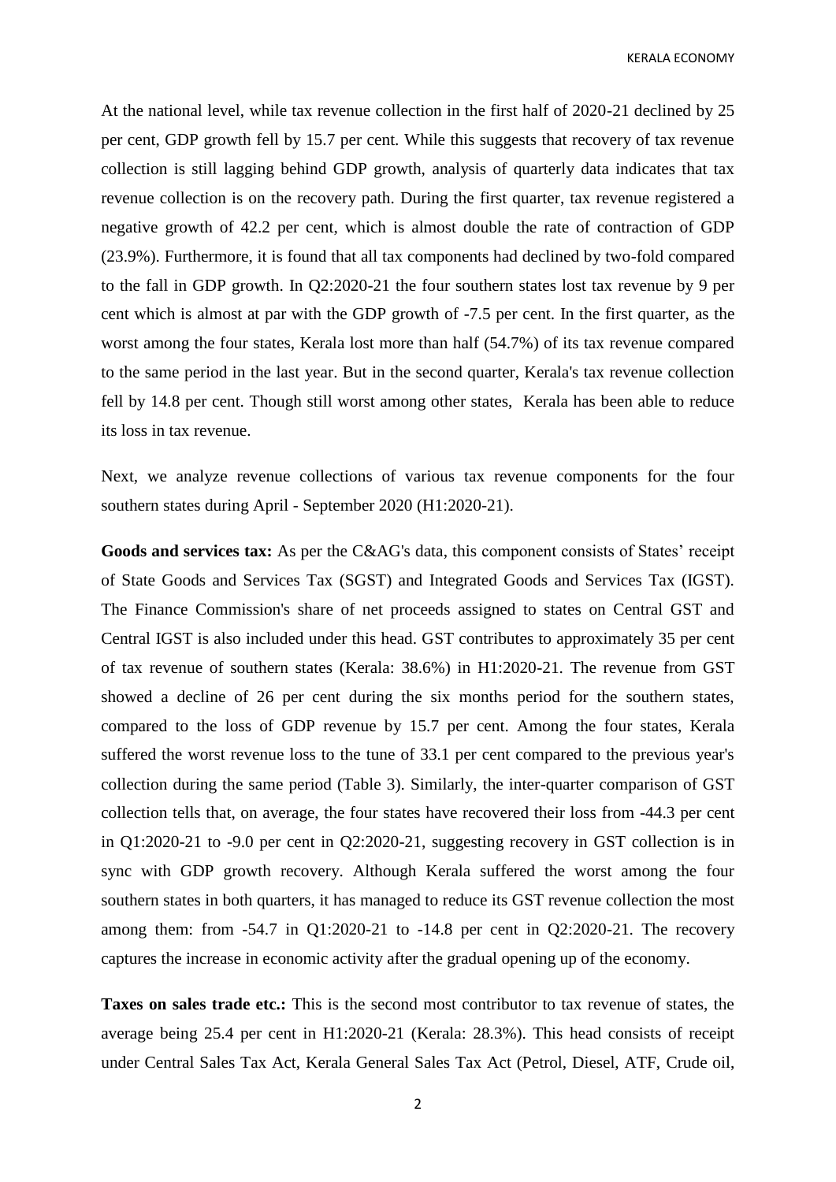At the national level, while tax revenue collection in the first half of 2020-21 declined by 25 per cent, GDP growth fell by 15.7 per cent. While this suggests that recovery of tax revenue collection is still lagging behind GDP growth, analysis of quarterly data indicates that tax revenue collection is on the recovery path. During the first quarter, tax revenue registered a negative growth of 42.2 per cent, which is almost double the rate of contraction of GDP (23.9%). Furthermore, it is found that all tax components had declined by two-fold compared to the fall in GDP growth. In Q2:2020-21 the four southern states lost tax revenue by 9 per cent which is almost at par with the GDP growth of -7.5 per cent. In the first quarter, as the worst among the four states, Kerala lost more than half (54.7%) of its tax revenue compared to the same period in the last year. But in the second quarter, Kerala's tax revenue collection fell by 14.8 per cent. Though still worst among other states, Kerala has been able to reduce its loss in tax revenue.

Next, we analyze revenue collections of various tax revenue components for the four southern states during April - September 2020 (H1:2020-21).

**Goods and services tax:** As per the C&AG's data, this component consists of States' receipt of State Goods and Services Tax (SGST) and Integrated Goods and Services Tax (IGST). The Finance Commission's share of net proceeds assigned to states on Central GST and Central IGST is also included under this head. GST contributes to approximately 35 per cent of tax revenue of southern states (Kerala: 38.6%) in H1:2020-21. The revenue from GST showed a decline of 26 per cent during the six months period for the southern states, compared to the loss of GDP revenue by 15.7 per cent. Among the four states, Kerala suffered the worst revenue loss to the tune of 33.1 per cent compared to the previous year's collection during the same period (Table 3). Similarly, the inter-quarter comparison of GST collection tells that, on average, the four states have recovered their loss from -44.3 per cent in Q1:2020-21 to -9.0 per cent in Q2:2020-21, suggesting recovery in GST collection is in sync with GDP growth recovery. Although Kerala suffered the worst among the four southern states in both quarters, it has managed to reduce its GST revenue collection the most among them: from -54.7 in Q1:2020-21 to -14.8 per cent in Q2:2020-21. The recovery captures the increase in economic activity after the gradual opening up of the economy.

**Taxes on sales trade etc.:** This is the second most contributor to tax revenue of states, the average being 25.4 per cent in H1:2020-21 (Kerala: 28.3%). This head consists of receipt under Central Sales Tax Act, Kerala General Sales Tax Act (Petrol, Diesel, ATF, Crude oil,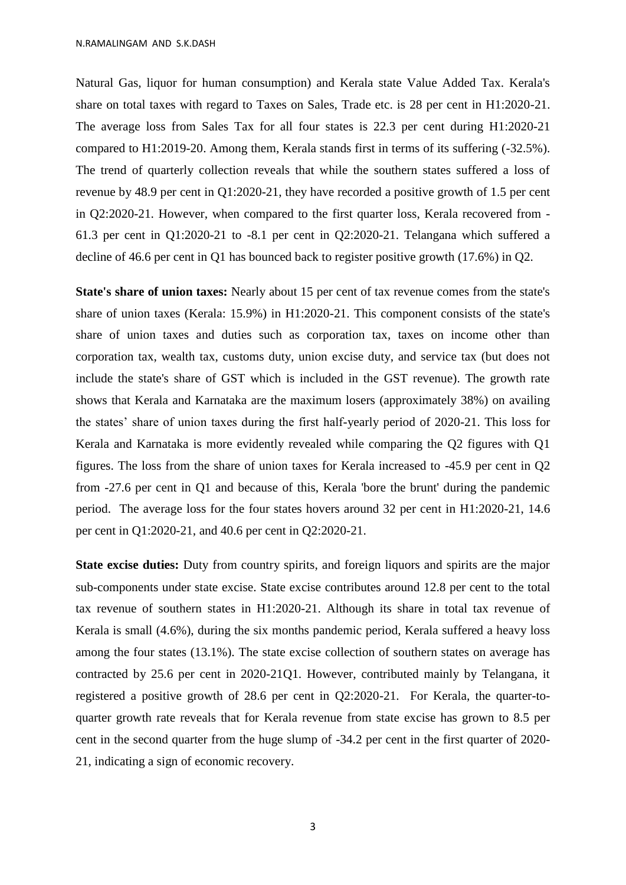Natural Gas, liquor for human consumption) and Kerala state Value Added Tax. Kerala's share on total taxes with regard to Taxes on Sales, Trade etc. is 28 per cent in H1:2020-21. The average loss from Sales Tax for all four states is 22.3 per cent during H1:2020-21 compared to H1:2019-20. Among them, Kerala stands first in terms of its suffering (-32.5%). The trend of quarterly collection reveals that while the southern states suffered a loss of revenue by 48.9 per cent in Q1:2020-21, they have recorded a positive growth of 1.5 per cent in Q2:2020-21. However, when compared to the first quarter loss, Kerala recovered from -61.3 per cent in Q1:2020-21 to -8.1 per cent in Q2:2020-21. Telangana which suffered a decline of 46.6 per cent in Q1 has bounced back to register positive growth (17.6%) in Q2.

**State's share of union taxes:** Nearly about 15 per cent of tax revenue comes from the state's share of union taxes (Kerala: 15.9%) in H1:2020-21. This component consists of the state's share of union taxes and duties such as corporation tax, taxes on income other than corporation tax, wealth tax, customs duty, union excise duty, and service tax (but does not include the state's share of GST which is included in the GST revenue). The growth rate shows that Kerala and Karnataka are the maximum losers (approximately 38%) on availing the states' share of union taxes during the first half-yearly period of 2020-21. This loss for Kerala and Karnataka is more evidently revealed while comparing the Q2 figures with Q1 figures. The loss from the share of union taxes for Kerala increased to -45.9 per cent in Q2 from -27.6 per cent in Q1 and because of this, Kerala 'bore the brunt' during the pandemic period. The average loss for the four states hovers around 32 per cent in H1:2020-21, 14.6 per cent in Q1:2020-21, and 40.6 per cent in Q2:2020-21.

**State excise duties:** Duty from country spirits, and foreign liquors and spirits are the major sub-components under state excise. State excise contributes around 12.8 per cent to the total tax revenue of southern states in H1:2020-21. Although its share in total tax revenue of Kerala is small (4.6%), during the six months pandemic period, Kerala suffered a heavy loss among the four states (13.1%). The state excise collection of southern states on average has contracted by 25.6 per cent in 2020-21Q1. However, contributed mainly by Telangana, it registered a positive growth of 28.6 per cent in Q2:2020-21. For Kerala, the quarter-to-quarter growth rate reveals that for Kerala revenue from state excise has grown to 8.5 per cent in the second quarter from the huge slump of -34.2 per cent in the first quarter of 2020-21, indicating a sign of economic recovery.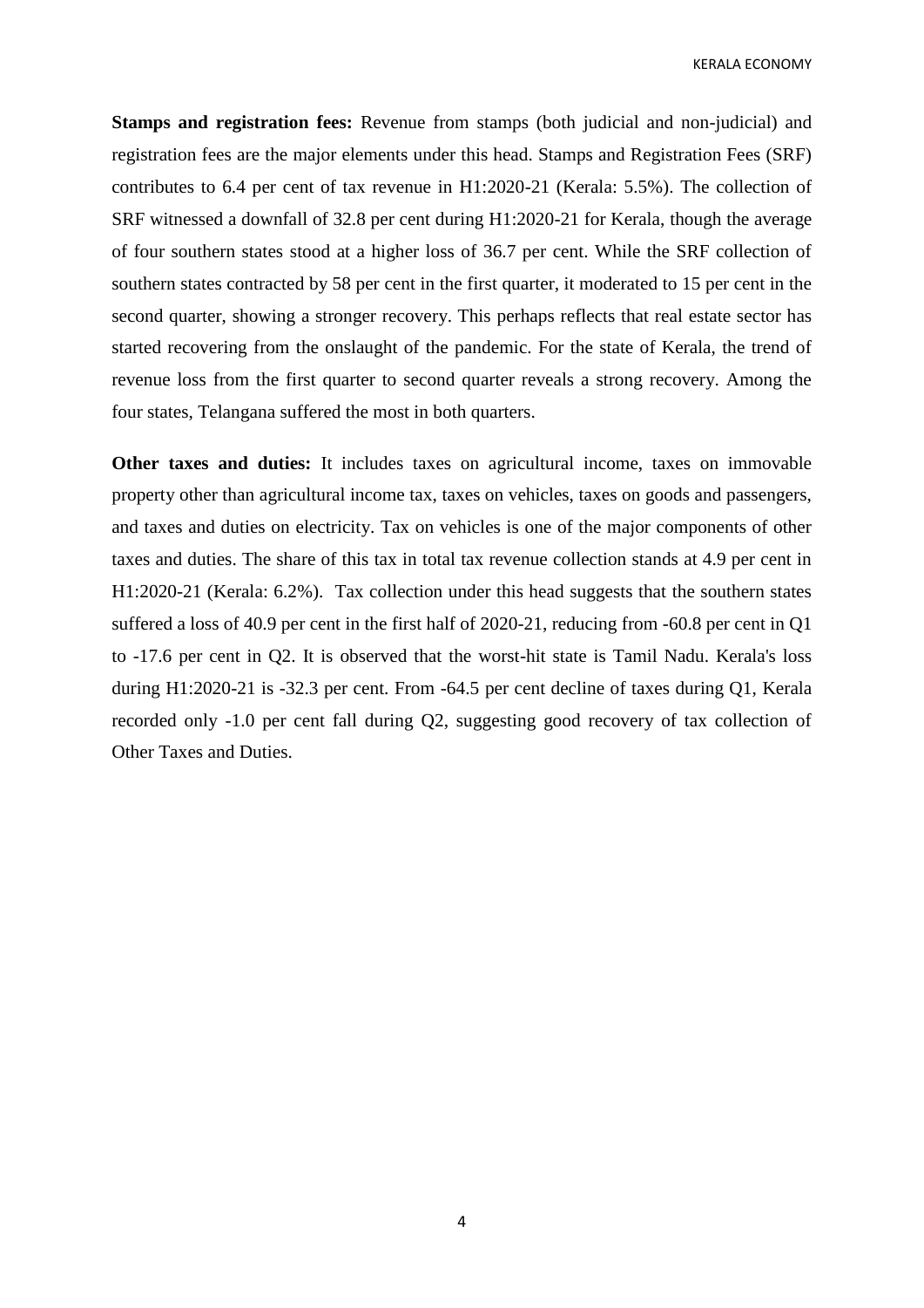**Stamps and registration fees:** Revenue from stamps (both judicial and non-judicial) and registration fees are the major elements under this head. Stamps and Registration Fees (SRF) contributes to 6.4 per cent of tax revenue in H1:2020-21 (Kerala: 5.5%). The collection of SRF witnessed a downfall of 32.8 per cent during H1:2020-21 for Kerala, though the average of four southern states stood at a higher loss of 36.7 per cent. While the SRF collection of southern states contracted by 58 per cent in the first quarter, it moderated to 15 per cent in the second quarter, showing a stronger recovery. This perhaps reflects that real estate sector has started recovering from the onslaught of the pandemic. For the state of Kerala, the trend of revenue loss from the first quarter to second quarter reveals a strong recovery. Among the four states, Telangana suffered the most in both quarters.

**Other taxes and duties:** It includes taxes on agricultural income, taxes on immovable property other than agricultural income tax, taxes on vehicles, taxes on goods and passengers, and taxes and duties on electricity. Tax on vehicles is one of the major components of other taxes and duties. The share of this tax in total tax revenue collection stands at 4.9 per cent in H1:2020-21 (Kerala: 6.2%). Tax collection under this head suggests that the southern states suffered a loss of 40.9 per cent in the first half of 2020-21, reducing from -60.8 per cent in Q1 to -17.6 per cent in Q2. It is observed that the worst-hit state is Tamil Nadu. Kerala's loss during H1:2020-21 is -32.3 per cent. From -64.5 per cent decline of taxes during Q1, Kerala recorded only -1.0 per cent fall during Q2, suggesting good recovery of tax collection of Other Taxes and Duties.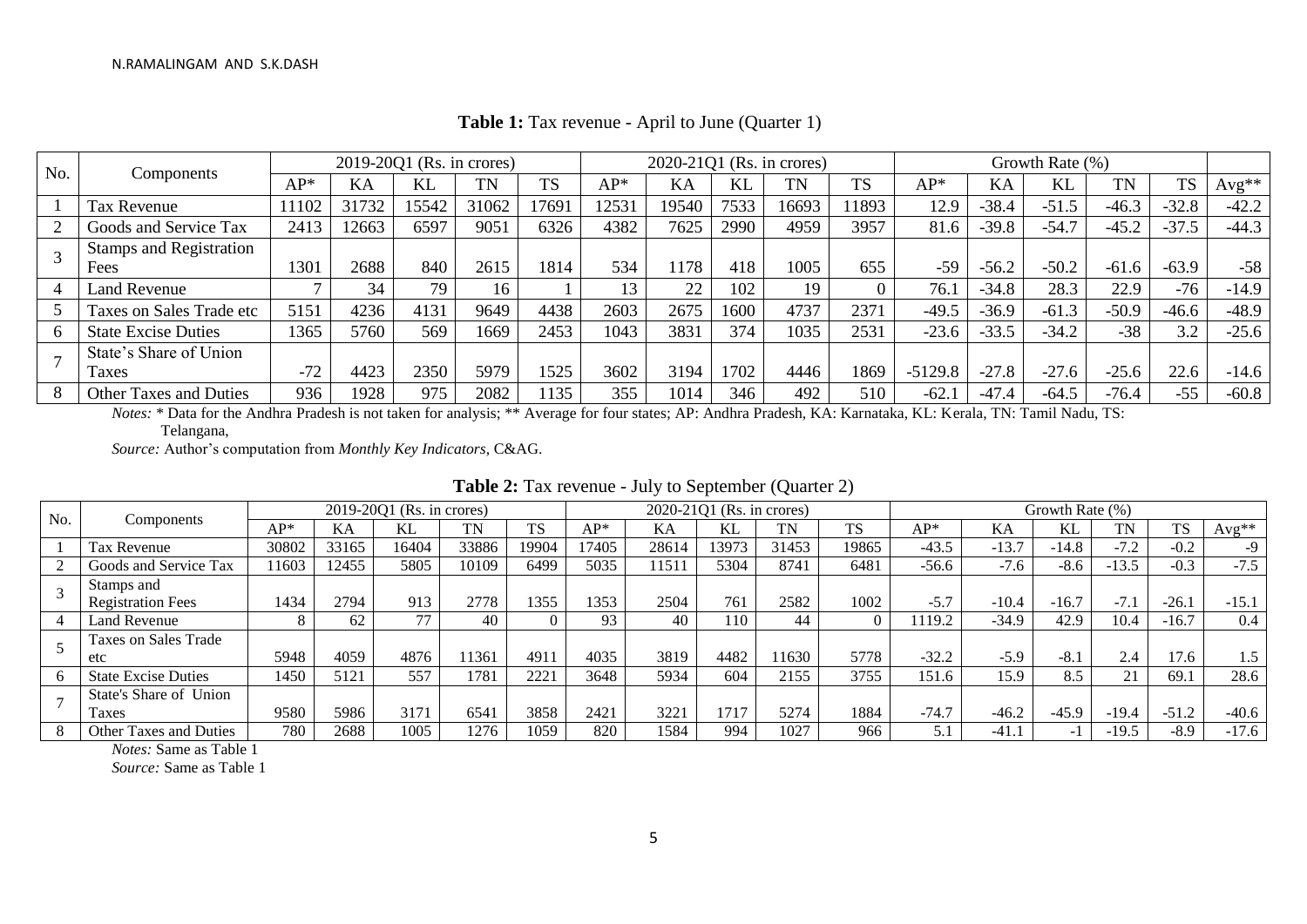**Table 1:** Tax revenue - April to June (Quarter 1)

| No. | Components | 2019-20Q1 (Rs. in crores) | | | | | 2020-21Q1 (Rs. in crores) | | | | | Growth Rate (%) | | | | | |
|---|---|---|---|---|---|---|---|---|---|---|---|---|---|---|---|---|---|
| | | AP* | KA | KL | TN | TS | AP* | KA | KL | TN | TS | AP* | KA | KL | TN | TS | Avg** |
| 1 | Tax Revenue | 11102 | 31732 | 15542 | 31062 | 17691 | 12531 | 19540 | 7533 | 16693 | 11893 | 12.9 | -38.4 | -51.5 | -46.3 | -32.8 | -42.2 |
| 2 | Goods and Service Tax | 2413 | 12663 | 6597 | 9051 | 6326 | 4382 | 7625 | 2990 | 4959 | 3957 | 81.6 | -39.8 | -54.7 | -45.2 | -37.5 | -44.3 |
| 3 | Stamps and Registration Fees | 1301 | 2688 | 840 | 2615 | 1814 | 534 | 1178 | 418 | 1005 | 655 | -59 | -56.2 | -50.2 | -61.6 | -63.9 | -58 |
| 4 | Land Revenue | 7 | 34 | 79 | 16 | 1 | 13 | 22 | 102 | 19 | 0 | 76.1 | -34.8 | 28.3 | 22.9 | -76 | -14.9 |
| 5 | Taxes on Sales Trade etc | 5151 | 4236 | 4131 | 9649 | 4438 | 2603 | 2675 | 1600 | 4737 | 2371 | -49.5 | -36.9 | -61.3 | -50.9 | -46.6 | -48.9 |
| 6 | State Excise Duties | 1365 | 5760 | 569 | 1669 | 2453 | 1043 | 3831 | 374 | 1035 | 2531 | -23.6 | -33.5 | -34.2 | -38 | 3.2 | -25.6 |
| 7 | State's Share of Union Taxes | -72 | 4423 | 2350 | 5979 | 1525 | 3602 | 3194 | 1702 | 4446 | 1869 | -5129.8 | -27.8 | -27.6 | -25.6 | 22.6 | -14.6 |
| 8 | Other Taxes and Duties | 936 | 1928 | 975 | 2082 | 1135 | 355 | 1014 | 346 | 492 | 510 | -62.1 | -47.4 | -64.5 | -76.4 | -55 | -60.8 |

*Notes:* * Data for the Andhra Pradesh is not taken for analysis; ** Average for four states; AP: Andhra Pradesh, KA: Karnataka, KL: Kerala, TN: Tamil Nadu, TS: Telangana,

*Source:* Author's computation from *Monthly Key Indicators*, C&AG.

**Table 2:** Tax revenue - July to September (Quarter 2)

| No. | Components | 2019-20Q1 (Rs. in crores) | | | | | 2020-21Q1 (Rs. in crores) | | | | | Growth Rate (%) | | | | | |
|---|---|---|---|---|---|---|---|---|---|---|---|---|---|---|---|---|---|
| | | AP* | KA | KL | TN | TS | AP* | KA | KL | TN | TS | AP* | KA | KL | TN | TS | Avg** |
| 1 | Tax Revenue | 30802 | 33165 | 16404 | 33886 | 19904 | 17405 | 28614 | 13973 | 31453 | 19865 | -43.5 | -13.7 | -14.8 | -7.2 | -0.2 | -9 |
| 2 | Goods and Service Tax | 11603 | 12455 | 5805 | 10109 | 6499 | 5035 | 11511 | 5304 | 8741 | 6481 | -56.6 | -7.6 | -8.6 | -13.5 | -0.3 | -7.5 |
| 3 | Stamps and Registration Fees | 1434 | 2794 | 913 | 2778 | 1355 | 1353 | 2504 | 761 | 2582 | 1002 | -5.7 | -10.4 | -16.7 | -7.1 | -26.1 | -15.1 |
| 4 | Land Revenue | 8 | 62 | 77 | 40 | 0 | 93 | 40 | 110 | 44 | 0 | 1119.2 | -34.9 | 42.9 | 10.4 | -16.7 | 0.4 |
| 5 | Taxes on Sales Trade etc | 5948 | 4059 | 4876 | 11361 | 4911 | 4035 | 3819 | 4482 | 11630 | 5778 | -32.2 | -5.9 | -8.1 | 2.4 | 17.6 | 1.5 |
| 6 | State Excise Duties | 1450 | 5121 | 557 | 1781 | 2221 | 3648 | 5934 | 604 | 2155 | 3755 | 151.6 | 15.9 | 8.5 | 21 | 69.1 | 28.6 |
| 7 | State's Share of Union Taxes | 9580 | 5986 | 3171 | 6541 | 3858 | 2421 | 3221 | 1717 | 5274 | 1884 | -74.7 | -46.2 | -45.9 | -19.4 | -51.2 | -40.6 |
| 8 | Other Taxes and Duties | 780 | 2688 | 1005 | 1276 | 1059 | 820 | 1584 | 994 | 1027 | 966 | 5.1 | -41.1 | -1 | -19.5 | -8.9 | -17.6 |

*Notes:* Same as Table 1

*Source:* Same as Table 1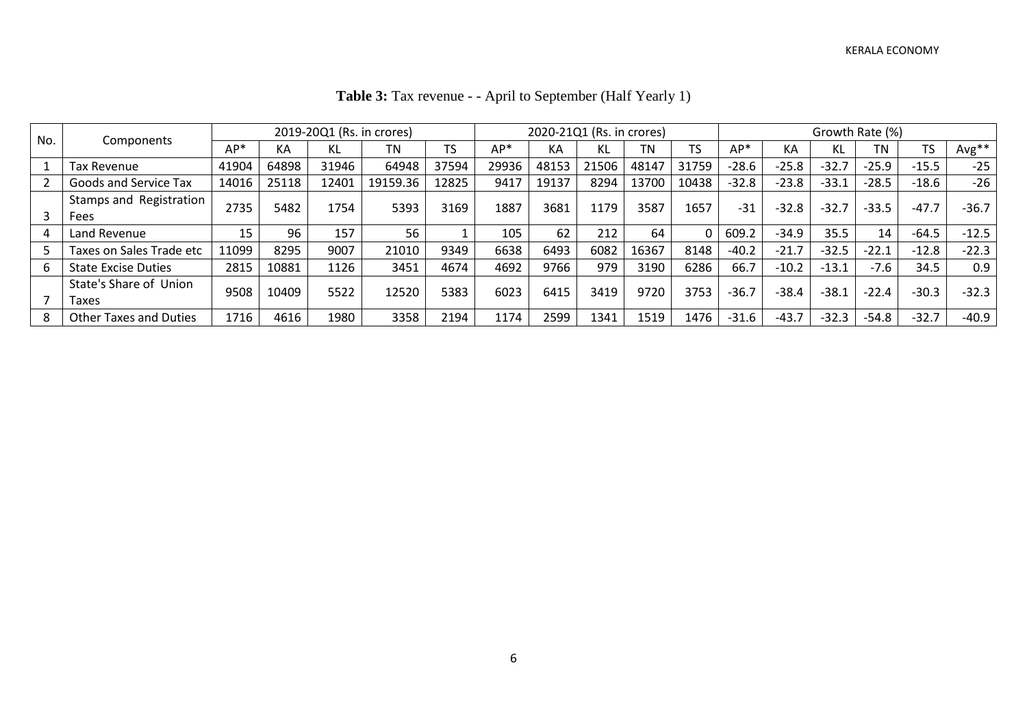**Table 3:** Tax revenue - - April to September (Half Yearly 1)

| No. | Components | 2019-20Q1 (Rs. in crores) | | | | | 2020-21Q1 (Rs. in crores) | | | | | Growth Rate (%) | | | | | |
|---|---|---|---|---|---|---|---|---|---|---|---|---|---|---|---|---|---|
| | | AP* | KA | KL | TN | TS | AP* | KA | KL | TN | TS | AP* | KA | KL | TN | TS | Avg** |
| 1 | Tax Revenue | 41904 | 64898 | 31946 | 64948 | 37594 | 29936 | 48153 | 21506 | 48147 | 31759 | -28.6 | -25.8 | -32.7 | -25.9 | -15.5 | -25 |
| 2 | Goods and Service Tax | 14016 | 25118 | 12401 | 19159.36 | 12825 | 9417 | 19137 | 8294 | 13700 | 10438 | -32.8 | -23.8 | -33.1 | -28.5 | -18.6 | -26 |
| 3 | Stamps and Registration Fees | 2735 | 5482 | 1754 | 5393 | 3169 | 1887 | 3681 | 1179 | 3587 | 1657 | -31 | -32.8 | -32.7 | -33.5 | -47.7 | -36.7 |
| 4 | Land Revenue | 15 | 96 | 157 | 56 | 1 | 105 | 62 | 212 | 64 | 0 | 609.2 | -34.9 | 35.5 | 14 | -64.5 | -12.5 |
| 5 | Taxes on Sales Trade etc | 11099 | 8295 | 9007 | 21010 | 9349 | 6638 | 6493 | 6082 | 16367 | 8148 | -40.2 | -21.7 | -32.5 | -22.1 | -12.8 | -22.3 |
| 6 | State Excise Duties | 2815 | 10881 | 1126 | 3451 | 4674 | 4692 | 9766 | 979 | 3190 | 6286 | 66.7 | -10.2 | -13.1 | -7.6 | 34.5 | 0.9 |
| 7 | State's Share of Union Taxes | 9508 | 10409 | 5522 | 12520 | 5383 | 6023 | 6415 | 3419 | 9720 | 3753 | -36.7 | -38.4 | -38.1 | -22.4 | -30.3 | -32.3 |
| 8 | Other Taxes and Duties | 1716 | 4616 | 1980 | 3358 | 2194 | 1174 | 2599 | 1341 | 1519 | 1476 | -31.6 | -43.7 | -32.3 | -54.8 | -32.7 | -40.9 |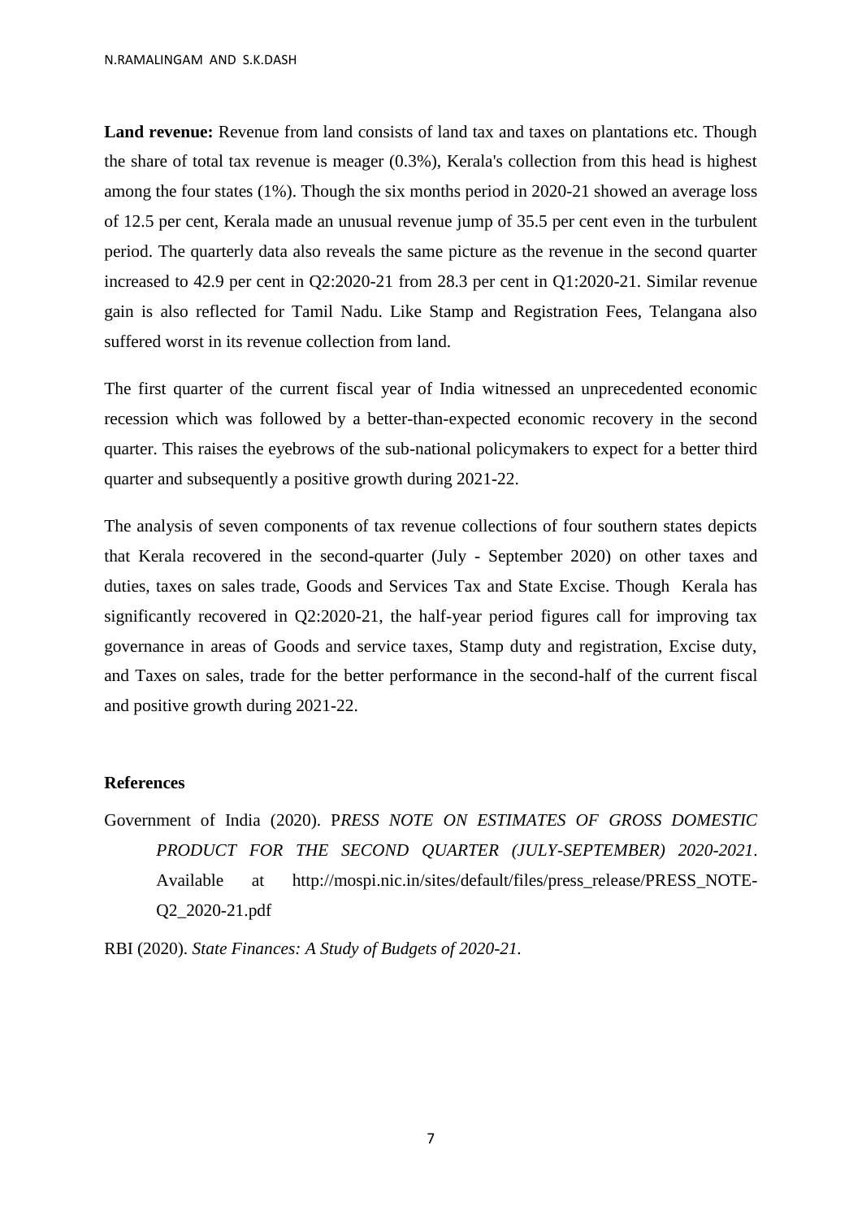**Land revenue:** Revenue from land consists of land tax and taxes on plantations etc. Though the share of total tax revenue is meager (0.3%), Kerala's collection from this head is highest among the four states (1%). Though the six months period in 2020-21 showed an average loss of 12.5 per cent, Kerala made an unusual revenue jump of 35.5 per cent even in the turbulent period. The quarterly data also reveals the same picture as the revenue in the second quarter increased to 42.9 per cent in Q2:2020-21 from 28.3 per cent in Q1:2020-21. Similar revenue gain is also reflected for Tamil Nadu. Like Stamp and Registration Fees, Telangana also suffered worst in its revenue collection from land.

The first quarter of the current fiscal year of India witnessed an unprecedented economic recession which was followed by a better-than-expected economic recovery in the second quarter. This raises the eyebrows of the sub-national policymakers to expect for a better third quarter and subsequently a positive growth during 2021-22.

The analysis of seven components of tax revenue collections of four southern states depicts that Kerala recovered in the second-quarter (July - September 2020) on other taxes and duties, taxes on sales trade, Goods and Services Tax and State Excise. Though Kerala has significantly recovered in Q2:2020-21, the half-year period figures call for improving tax governance in areas of Goods and service taxes, Stamp duty and registration, Excise duty, and Taxes on sales, trade for the better performance in the second-half of the current fiscal and positive growth during 2021-22.

**References**

Government of India (2020). P*RESS NOTE ON ESTIMATES OF GROSS DOMESTIC PRODUCT FOR THE SECOND QUARTER (JULY-SEPTEMBER) 2020-2021*. Available at http://mospi.nic.in/sites/default/files/press_release/PRESS_NOTE-Q2_2020-21.pdf

RBI (2020). *State Finances: A Study of Budgets of 2020-21.*